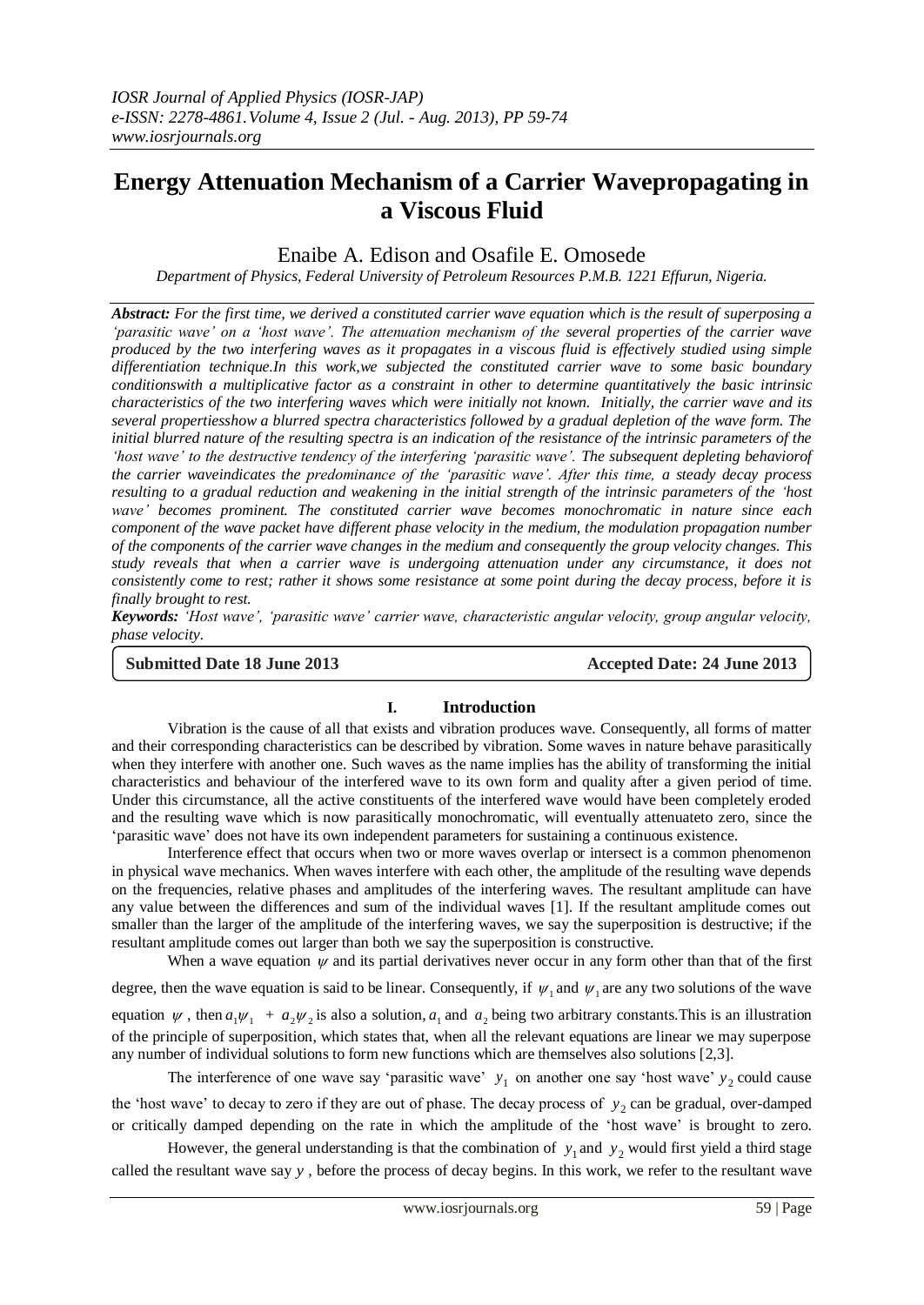# Energy Attenuation Mechanism of a Carrier Wavepropagating in a Viscous Fluid

Enaibe A. Edison and Osafile E. Omosede

*Department of Physics, Federal University of Petroleum Resources P.M.B. 1221 Effurun, Nigeria.*

***Abstract:*** *For the first time, we derived a constituted carrier wave equation which is the result of superposing a 'parasitic wave' on a 'host wave'. The attenuation mechanism of the several properties of the carrier wave produced by the two interfering waves as it propagates in a viscous fluid is effectively studied using simple differentiation technique.In this work,we subjected the constituted carrier wave to some basic boundary conditionswith a multiplicative factor as a constraint in other to determine quantitatively the basic intrinsic characteristics of the two interfering waves which were initially not known. Initially, the carrier wave and its several propertiesshow a blurred spectra characteristics followed by a gradual depletion of the wave form. The initial blurred nature of the resulting spectra is an indication of the resistance of the intrinsic parameters of the 'host wave' to the destructive tendency of the interfering 'parasitic wave'. The subsequent depleting behaviorof the carrier waveindicates the predominance of the 'parasitic wave'. After this time, a steady decay process resulting to a gradual reduction and weakening in the initial strength of the intrinsic parameters of the 'host wave' becomes prominent. The constituted carrier wave becomes monochromatic in nature since each component of the wave packet have different phase velocity in the medium, the modulation propagation number of the components of the carrier wave changes in the medium and consequently the group velocity changes. This study reveals that when a carrier wave is undergoing attenuation under any circumstance, it does not consistently come to rest; rather it shows some resistance at some point during the decay process, before it is finally brought to rest.*

***Keywords:*** *'Host wave', 'parasitic wave' carrier wave, characteristic angular velocity, group angular velocity, phase velocity.*

**Submitted Date 18 June 2013** **Accepted Date: 24 June 2013**

## I. Introduction

Vibration is the cause of all that exists and vibration produces wave. Consequently, all forms of matter and their corresponding characteristics can be described by vibration. Some waves in nature behave parasitically when they interfere with another one. Such waves as the name implies has the ability of transforming the initial characteristics and behaviour of the interfered wave to its own form and quality after a given period of time. Under this circumstance, all the active constituents of the interfered wave would have been completely eroded and the resulting wave which is now parasitically monochromatic, will eventually attenuateto zero, since the 'parasitic wave' does not have its own independent parameters for sustaining a continuous existence.

Interference effect that occurs when two or more waves overlap or intersect is a common phenomenon in physical wave mechanics. When waves interfere with each other, the amplitude of the resulting wave depends on the frequencies, relative phases and amplitudes of the interfering waves. The resultant amplitude can have any value between the differences and sum of the individual waves [1]. If the resultant amplitude comes out smaller than the larger of the amplitude of the interfering waves, we say the superposition is destructive; if the resultant amplitude comes out larger than both we say the superposition is constructive.

When a wave equation $\psi$ and its partial derivatives never occur in any form other than that of the first degree, then the wave equation is said to be linear. Consequently, if $\psi_1$ and $\psi_1$ are any two solutions of the wave equation $\psi$, then $a_1\psi_1 + a_2\psi_2$ is also a solution, $a_1$ and $a_2$ being two arbitrary constants.This is an illustration of the principle of superposition, which states that, when all the relevant equations are linear we may superpose any number of individual solutions to form new functions which are themselves also solutions [2,3].

The interference of one wave say 'parasitic wave' $y_1$ on another one say 'host wave' $y_2$ could cause the 'host wave' to decay to zero if they are out of phase. The decay process of $y_2$ can be gradual, over-damped or critically damped depending on the rate in which the amplitude of the 'host wave' is brought to zero.

However, the general understanding is that the combination of $y_1$ and $y_2$ would first yield a third stage called the resultant wave say $y$, before the process of decay begins. In this work, we refer to the resultant wave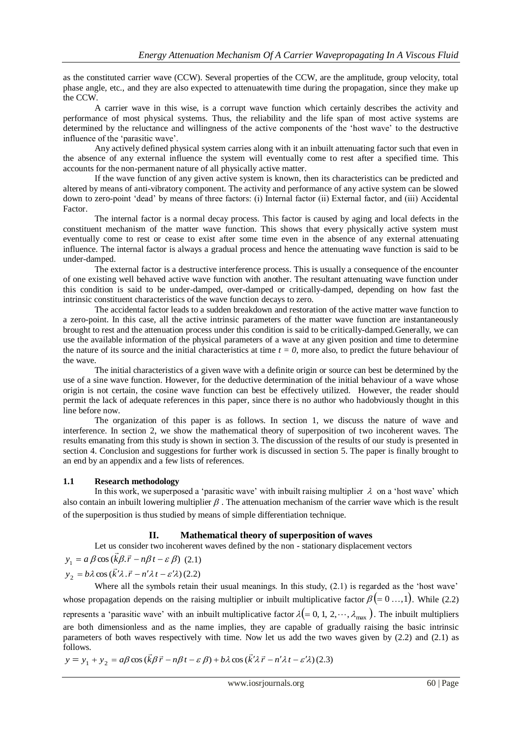as the constituted carrier wave (CCW). Several properties of the CCW, are the amplitude, group velocity, total phase angle, etc., and they are also expected to attenuatewith time during the propagation, since they make up the CCW.

A carrier wave in this wise, is a corrupt wave function which certainly describes the activity and performance of most physical systems. Thus, the reliability and the life span of most active systems are determined by the reluctance and willingness of the active components of the 'host wave' to the destructive influence of the 'parasitic wave'.

Any actively defined physical system carries along with it an inbuilt attenuating factor such that even in the absence of any external influence the system will eventually come to rest after a specified time. This accounts for the non-permanent nature of all physically active matter.

If the wave function of any given active system is known, then its characteristics can be predicted and altered by means of anti-vibratory component. The activity and performance of any active system can be slowed down to zero-point 'dead' by means of three factors: (i) Internal factor (ii) External factor, and (iii) Accidental Factor.

The internal factor is a normal decay process. This factor is caused by aging and local defects in the constituent mechanism of the matter wave function. This shows that every physically active system must eventually come to rest or cease to exist after some time even in the absence of any external attenuating influence. The internal factor is always a gradual process and hence the attenuating wave function is said to be under-damped.

The external factor is a destructive interference process. This is usually a consequence of the encounter of one existing well behaved active wave function with another. The resultant attenuating wave function under this condition is said to be under-damped, over-damped or critically-damped, depending on how fast the intrinsic constituent characteristics of the wave function decays to zero.

The accidental factor leads to a sudden breakdown and restoration of the active matter wave function to a zero-point. In this case, all the active intrinsic parameters of the matter wave function are instantaneously brought to rest and the attenuation process under this condition is said to be critically-damped.Generally, we can use the available information of the physical parameters of a wave at any given position and time to determine the nature of its source and the initial characteristics at time $t = 0$, more also, to predict the future behaviour of the wave.

The initial characteristics of a given wave with a definite origin or source can best be determined by the use of a sine wave function. However, for the deductive determination of the initial behaviour of a wave whose origin is not certain, the cosine wave function can best be effectively utilized. However, the reader should permit the lack of adequate references in this paper, since there is no author who hadobviously thought in this line before now.

The organization of this paper is as follows. In section 1, we discuss the nature of wave and interference. In section 2, we show the mathematical theory of superposition of two incoherent waves. The results emanating from this study is shown in section 3. The discussion of the results of our study is presented in section 4. Conclusion and suggestions for further work is discussed in section 5. The paper is finally brought to an end by an appendix and a few lists of references.

### 1.1 Research methodology

In this work, we superposed a 'parasitic wave' with inbuilt raising multiplier $\lambda$ on a 'host wave' which also contain an inbuilt lowering multiplier $\beta$. The attenuation mechanism of the carrier wave which is the result of the superposition is thus studied by means of simple differentiation technique.

## II. Mathematical theory of superposition of waves

Let us consider two incoherent waves defined by the non - stationary displacement vectors

$$y_1 = a\,\beta \cos(\vec{k}\beta.\vec{r} - n\beta t - \varepsilon\,\beta) \quad (2.1)$$

$$y_2 = b\lambda \cos(\vec{k}'\lambda.\vec{r} - n'\lambda t - \varepsilon'\lambda) \quad (2.2)$$

Where all the symbols retain their usual meanings. In this study, (2.1) is regarded as the 'host wave' whose propagation depends on the raising multiplier or inbuilt multiplicative factor $\beta(= 0 \ldots,1)$. While (2.2) represents a 'parasitic wave' with an inbuilt multiplicative factor $\lambda(= 0, 1, 2, \cdots, \lambda_{\max})$. The inbuilt multipliers are both dimensionless and as the name implies, they are capable of gradually raising the basic intrinsic parameters of both waves respectively with time. Now let us add the two waves given by (2.2) and (2.1) as follows.

$$y = y_1 + y_2 = a\beta \cos(\vec{k}\beta\,\vec{r} - n\beta t - \varepsilon\,\beta) + b\lambda \cos(\vec{k}'\lambda\,\vec{r} - n'\lambda\,t - \varepsilon'\lambda) \quad (2.3)$$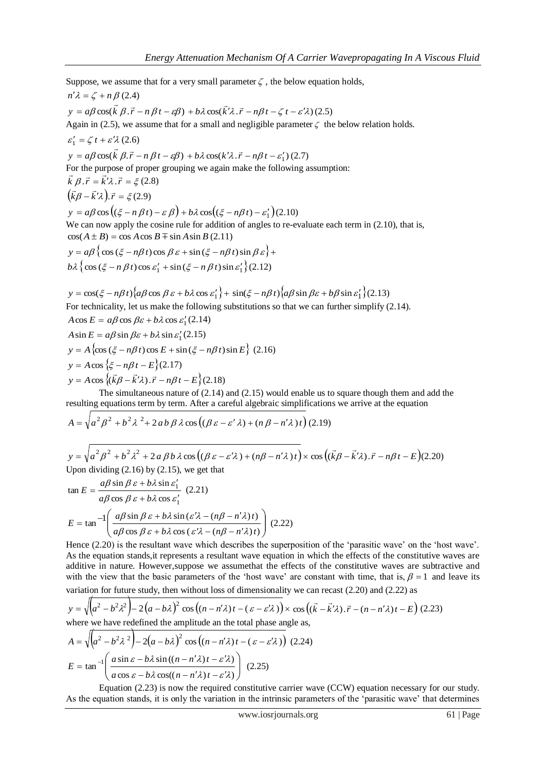Suppose, we assume that for a very small parameter $\zeta$, the below equation holds,

$$n'\lambda = \zeta + n\beta \quad (2.4)$$

$$y = a\beta\cos(\vec{k}\,\beta.\vec{r} - n\,\beta\,t - \varepsilon\beta) + b\lambda\cos(\vec{k}'\lambda.\vec{r} - n\beta t - \zeta\,t - \varepsilon'\lambda) \quad (2.5)$$

Again in (2.5), we assume that for a small and negligible parameter $\zeta$ the below relation holds.

$$\varepsilon_1' = \zeta\,t + \varepsilon'\lambda \quad (2.6)$$

$$y = a\beta\cos(\vec{k}\,\beta.\vec{r} - n\,\beta\,t - \varepsilon\beta) + b\lambda\cos(k'\lambda.\vec{r} - n\beta t - \varepsilon_1') \quad (2.7)$$

For the purpose of proper grouping we again make the following assumption:

$$\vec{k}\,\beta.\vec{r} = \vec{k}'\lambda.\vec{r} = \xi \quad (2.8)$$

$$\left(\vec{k}\beta - \vec{k}'\lambda\right).\vec{r} = \xi \quad (2.9)$$

$$y = a\beta\cos\left((\xi - n\,\beta\,t) - \varepsilon\,\beta\right) + b\lambda\cos\left((\xi - n\beta t) - \varepsilon_1'\right) \quad (2.10)$$

We can now apply the cosine rule for addition of angles to re-evaluate each term in (2.10), that is,

$$\cos(A \pm B) = \cos A\cos B \mp \sin A\sin B \quad (2.11)$$

$$y = a\beta\left\{\cos(\xi - n\beta t)\cos\beta\,\varepsilon + \sin(\xi - n\beta t)\sin\beta\,\varepsilon\right\} + b\lambda\left\{\cos(\xi - n\,\beta\,t)\cos\varepsilon_1' + \sin(\xi - n\,\beta\,t)\sin\varepsilon_1'\right\} \quad (2.12)$$

$$y = \cos(\xi - n\beta t)\left\{a\beta\cos\beta\,\varepsilon + b\lambda\cos\varepsilon_1'\right\} + \sin(\xi - n\beta t)\left\{a\beta\sin\beta\varepsilon + b\beta\sin\varepsilon_1'\right\} \quad (2.13)$$

For technicality, let us make the following substitutions so that we can further simplify (2.14).

$$A\cos E = a\beta\cos\beta\varepsilon + b\lambda\cos\varepsilon_1' \quad (2.14)$$

$$A\sin E = a\beta\sin\beta\varepsilon + b\lambda\sin\varepsilon_1' \quad (2.15)$$

$$y = A\left\{\cos(\xi - n\beta t)\cos E + \sin(\xi - n\beta t)\sin E\right\} \quad (2.16)$$

$$y = A\cos\left\{\xi - n\beta t - E\right\} \quad (2.17)$$

$$y = A\cos\left\{(\vec{k}\beta - \vec{k}'\lambda).\vec{r} - n\beta t - E\right\} \quad (2.18)$$

The simultaneous nature of (2.14) and (2.15) would enable us to square though them and add the resulting equations term by term. After a careful algebraic simplifications we arrive at the equation

$$A = \sqrt{a^2\beta^2 + b^2\lambda^{\,2} + 2\,a\,b\,\beta\,\lambda\cos\left((\beta\,\varepsilon - \varepsilon'\,\lambda) + (n\,\beta - n'\lambda)\,t\right)} \quad (2.19)$$

$$y = \sqrt{a^2\beta^2 + b^2\lambda^2 + 2\,a\,\beta\,b\,\lambda\cos\left((\beta\,\varepsilon - \varepsilon'\lambda) + (n\beta - n'\lambda)\,t\right)} \times \cos\left((\vec{k}\beta - \vec{k}'\lambda).\vec{r} - n\beta t - E\right) \quad (2.20)$$

Upon dividing (2.16) by (2.15), we get that

$$\tan E = \frac{a\beta\sin\beta\,\varepsilon + b\lambda\sin\varepsilon_1'}{a\beta\cos\beta\,\varepsilon + b\lambda\cos\varepsilon_1'} \quad (2.21)$$

$$E = \tan^{-1}\left(\frac{a\beta\sin\beta\,\varepsilon + b\lambda\sin(\varepsilon'\lambda - (n\beta - n'\lambda)\,t)}{a\beta\cos\beta\,\varepsilon + b\lambda\cos(\varepsilon'\lambda - (n\beta - n'\lambda)\,t)}\right) \quad (2.22)$$

Hence (2.20) is the resultant wave which describes the superposition of the 'parasitic wave' on the 'host wave'. As the equation stands,it represents a resultant wave equation in which the effects of the constitutive waves are additive in nature. However,suppose we assumethat the effects of the constitutive waves are subtractive and with the view that the basic parameters of the 'host wave' are constant with time, that is, $\beta = 1$ and leave its variation for future study, then without loss of dimensionality we can recast (2.20) and (2.22) as

$$y = \sqrt{\left(a^2 - b^2\lambda^2\right) - 2\left(a - b\lambda\right)^2\cos\left((n - n'\lambda)\,t - (\,\varepsilon - \varepsilon'\lambda\,)\right)} \times \cos\left((\vec{k} - \vec{k}'\lambda).\vec{r} - (n - n'\lambda)\,t - E\right) \quad (2.23)$$

where we have redefined the amplitude an the total phase angle as,

$$A = \sqrt{\left(a^2 - b^2\lambda^{\,2}\right) - 2\left(a - b\lambda\right)^2\cos\left((n - n'\lambda)\,t - (\,\varepsilon - \varepsilon'\lambda\,)\right)} \quad (2.24)$$

$$E = \tan^{-1}\left(\frac{a\sin\varepsilon - b\lambda\sin((n - n'\lambda)\,t - \varepsilon'\lambda)}{a\cos\varepsilon - b\lambda\cos((n - n'\lambda)\,t - \varepsilon'\lambda)}\right) \quad (2.25)$$

Equation (2.23) is now the required constitutive carrier wave (CCW) equation necessary for our study. As the equation stands, it is only the variation in the intrinsic parameters of the 'parasitic wave' that determines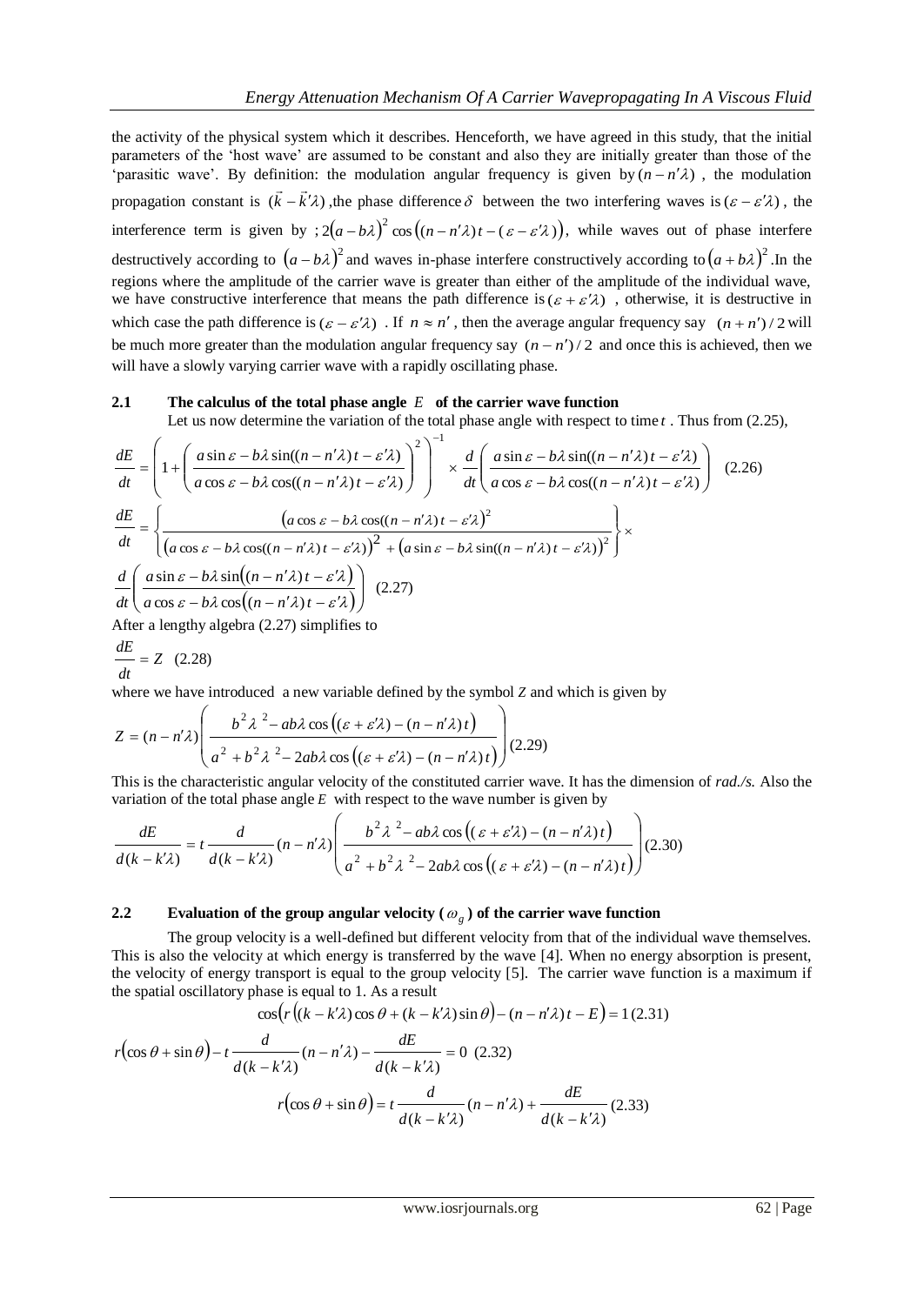the activity of the physical system which it describes. Henceforth, we have agreed in this study, that the initial parameters of the 'host wave' are assumed to be constant and also they are initially greater than those of the 'parasitic wave'. By definition: the modulation angular frequency is given by $(n - n'\lambda)$ , the modulation propagation constant is $(\vec{k} - \vec{k}'\lambda)$ ,the phase difference $\delta$ between the two interfering waves is $(\varepsilon - \varepsilon'\lambda)$ , the interference term is given by ; $2(a - b\lambda)^2 \cos\left((n - n'\lambda)t - (\varepsilon - \varepsilon'\lambda)\right)$, while waves out of phase interfere destructively according to $(a - b\lambda)^2$ and waves in-phase interfere constructively according to $(a + b\lambda)^2$ .In the regions where the amplitude of the carrier wave is greater than either of the amplitude of the individual wave, we have constructive interference that means the path difference is $(\varepsilon + \varepsilon'\lambda)$ , otherwise, it is destructive in which case the path difference is $(\varepsilon - \varepsilon'\lambda)$ . If $n \approx n'$ , then the average angular frequency say $(n + n')/2$ will be much more greater than the modulation angular frequency say $(n - n')/2$ and once this is achieved, then we will have a slowly varying carrier wave with a rapidly oscillating phase.

### 2.1 The calculus of the total phase angle $E$ of the carrier wave function

Let us now determine the variation of the total phase angle with respect to time $t$ . Thus from (2.25),

$$\frac{dE}{dt} = \left(1 + \left(\frac{a\sin\varepsilon - b\lambda\sin((n - n'\lambda)t - \varepsilon'\lambda)}{a\cos\varepsilon - b\lambda\cos((n - n'\lambda)t - \varepsilon'\lambda)}\right)^2\right)^{-1} \times \frac{d}{dt}\left(\frac{a\sin\varepsilon - b\lambda\sin((n - n'\lambda)t - \varepsilon'\lambda)}{a\cos\varepsilon - b\lambda\cos((n - n'\lambda)t - \varepsilon'\lambda)}\right) \quad (2.26)$$

$$\frac{dE}{dt} = \left\{\frac{\left(a\cos\varepsilon - b\lambda\cos((n - n'\lambda)t - \varepsilon'\lambda\right)^2}{\left(a\cos\varepsilon - b\lambda\cos((n - n'\lambda)t - \varepsilon'\lambda)\right)^2 + \left(a\sin\varepsilon - b\lambda\sin((n - n'\lambda)t - \varepsilon'\lambda)\right)^2}\right\} \times$$

$$\frac{d}{dt}\left(\frac{a\sin\varepsilon - b\lambda\sin\left((n - n'\lambda)t - \varepsilon'\lambda\right)}{a\cos\varepsilon - b\lambda\cos\left((n - n'\lambda)t - \varepsilon'\lambda\right)}\right) \quad (2.27)$$

After a lengthy algebra (2.27) simplifies to

$$\frac{dE}{dt} = Z \quad (2.28)$$

where we have introduced a new variable defined by the symbol $Z$ and which is given by

$$Z = (n - n'\lambda)\left(\frac{b^2\lambda^2 - ab\lambda\cos\left((\varepsilon + \varepsilon'\lambda) - (n - n'\lambda)t\right)}{a^2 + b^2\lambda^2 - 2ab\lambda\cos\left((\varepsilon + \varepsilon'\lambda) - (n - n'\lambda)t\right)}\right) (2.29)$$

This is the characteristic angular velocity of the constituted carrier wave. It has the dimension of *rad./s.* Also the variation of the total phase angle $E$ with respect to the wave number is given by

$$\frac{dE}{d(k - k'\lambda)} = t\frac{d}{d(k - k'\lambda)}(n - n'\lambda)\left(\frac{b^2\lambda^2 - ab\lambda\cos\left((\varepsilon + \varepsilon'\lambda) - (n - n'\lambda)t\right)}{a^2 + b^2\lambda^2 - 2ab\lambda\cos\left((\varepsilon + \varepsilon'\lambda) - (n - n'\lambda)t\right)}\right) (2.30)$$

### 2.2 Evaluation of the group angular velocity ( $\omega_g$ ) of the carrier wave function

The group velocity is a well-defined but different velocity from that of the individual wave themselves. This is also the velocity at which energy is transferred by the wave [4]. When no energy absorption is present, the velocity of energy transport is equal to the group velocity [5]. The carrier wave function is a maximum if the spatial oscillatory phase is equal to 1. As a result

$$\cos\left(r\left((k - k'\lambda)\cos\theta + (k - k'\lambda)\sin\theta\right) - (n - n'\lambda)t - E\right) = 1 \, (2.31)$$

$$r\left(\cos\theta + \sin\theta\right) - t\frac{d}{d(k - k'\lambda)}(n - n'\lambda) - \frac{dE}{d(k - k'\lambda)} = 0 \quad (2.32)$$

$$r\left(\cos\theta + \sin\theta\right) = t\frac{d}{d(k - k'\lambda)}(n - n'\lambda) + \frac{dE}{d(k - k'\lambda)} \, (2.33)$$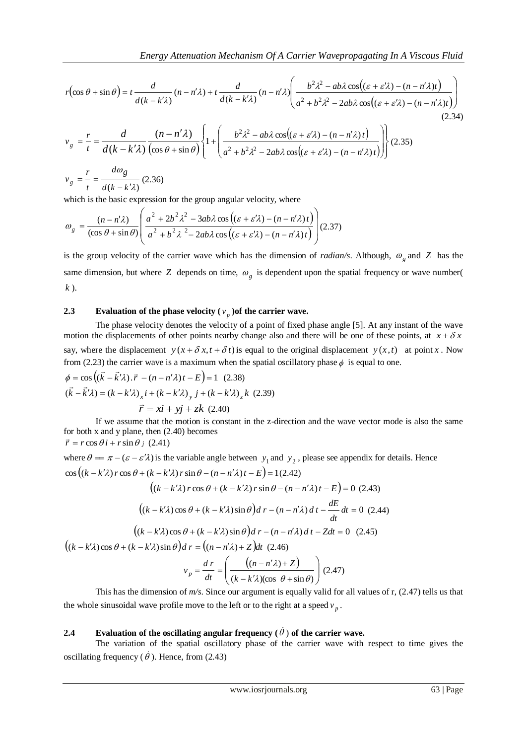$$r\left(\cos\theta+\sin\theta\right)=t\frac{d}{d(k-k'\lambda)}(n-n'\lambda)+t\frac{d}{d(k-k'\lambda)}(n-n'\lambda)\left(\frac{b^2\lambda^2-ab\lambda\cos\left((\varepsilon+\varepsilon'\lambda)-(n-n'\lambda)t\right)}{a^2+b^2\lambda^2-2ab\lambda\cos\left((\varepsilon+\varepsilon'\lambda)-(n-n'\lambda)t\right)}\right)$$

(2.34)

$$v_g=\frac{r}{t}=\frac{d}{d(k-k'\lambda)}\frac{(n-n'\lambda)}{(\cos\theta+\sin\theta)}\left\{1+\left(\frac{b^2\lambda^2-ab\lambda\cos\left((\varepsilon+\varepsilon'\lambda)-(n-n'\lambda)t\right)}{a^2+b^2\lambda^2-2ab\lambda\cos\left((\varepsilon+\varepsilon'\lambda)-(n-n'\lambda)t\right)}\right)\right\}\ (2.35)$$

$$v_g=\frac{r}{t}=\frac{d\omega_g}{d(k-k'\lambda)}\ (2.36)$$

which is the basic expression for the group angular velocity, where

$$\omega_g=\frac{(n-n'\lambda)}{(\cos\theta+\sin\theta)}\left(\frac{a^2+2b^2\lambda^2-3ab\lambda\cos\left((\varepsilon+\varepsilon'\lambda)-(n-n'\lambda)t\right)}{a^2+b^2\lambda^2-2ab\lambda\cos\left((\varepsilon+\varepsilon'\lambda)-(n-n'\lambda)t\right)}\right)(2.37)$$

is the group velocity of the carrier wave which has the dimension of *radian/s*. Although, $\omega_g$ and $Z$ has the same dimension, but where $Z$ depends on time, $\omega_g$ is dependent upon the spatial frequency or wave number( $k$ ).

## 2.3 Evaluation of the phase velocity ( $v_p$ )of the carrier wave.

The phase velocity denotes the velocity of a point of fixed phase angle [5]. At any instant of the wave motion the displacements of other points nearby change also and there will be one of these points, at $x+\delta x$ say, where the displacement $y(x+\delta x, t+\delta t)$ is equal to the original displacement $y(x,t)$ at point $x$. Now from (2.23) the carrier wave is a maximum when the spatial oscillatory phase $\phi$ is equal to one.

$$\phi=\cos\left((\vec{k}-\vec{k}'\lambda).\vec{r}-(n-n'\lambda)t-E\right)=1\ \ (2.38)$$

$$(\vec{k}-\vec{k}'\lambda)=(k-k'\lambda)_x i+(k-k'\lambda)_y j+(k-k'\lambda)_z k\ \ (2.39)$$

$$\vec{r}=xi+yj+zk\ \ (2.40)$$

If we assume that the motion is constant in the z-direction and the wave vector mode is also the same for both x and y plane, then (2.40) becomes

$$\vec{r}=r\cos\theta i+r\sin\theta j\ \ (2.41)$$

where $\theta=\pi-(\varepsilon-\varepsilon'\lambda)$ is the variable angle between $y_1$ and $y_2$, please see appendix for details. Hence

$$\cos\left((k-k'\lambda)r\cos\theta+(k-k'\lambda)r\sin\theta-(n-n'\lambda)t-E\right)=1(2.42)$$

$$\left((k-k'\lambda)r\cos\theta+(k-k'\lambda)r\sin\theta-(n-n'\lambda)t-E\right)=0\ \ (2.43)$$

$$\left((k-k'\lambda)\cos\theta+(k-k'\lambda)\sin\theta\right)dr-(n-n'\lambda)dt-\frac{dE}{dt}dt=0\ \ (2.44)$$

$$\left((k-k'\lambda)\cos\theta+(k-k'\lambda)\sin\theta\right)dr-(n-n'\lambda)dt-Zdt=0\ \ (2.45)$$

$$\left((k-k'\lambda)\cos\theta+(k-k'\lambda)\sin\theta\right)dr=\left((n-n'\lambda)+Z\right)dt\ \ (2.46)$$

$$v_p=\frac{dr}{dt}=\left(\frac{\left((n-n'\lambda)+Z\right)}{(k-k'\lambda)(\cos\theta+\sin\theta)}\right)\ (2.47)$$

This has the dimension of *m/s*. Since our argument is equally valid for all values of r, (2.47) tells us that the whole sinusoidal wave profile move to the left or to the right at a speed $v_p$.

## 2.4 Evaluation of the oscillating angular frequency ( $\dot{\theta}$ ) of the carrier wave.

The variation of the spatial oscillatory phase of the carrier wave with respect to time gives the oscillating frequency ( $\dot{\theta}$ ). Hence, from (2.43)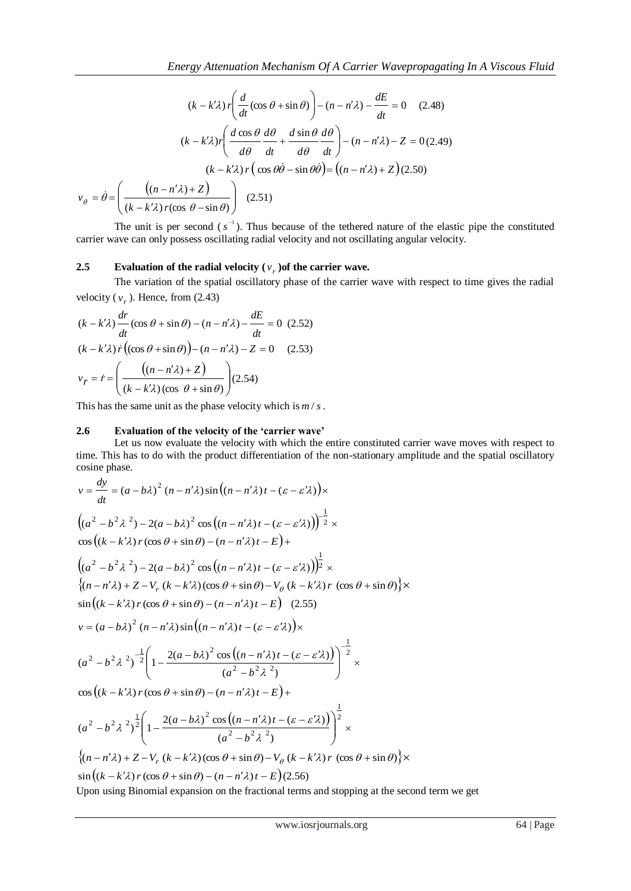$$(k - k'\lambda)\, r\left(\frac{d}{dt}(\cos\theta + \sin\theta)\right) - (n - n'\lambda) - \frac{dE}{dt} = 0 \quad (2.48)$$

$$(k - k'\lambda) r\left(\frac{d\cos\theta}{d\theta}\frac{d\theta}{dt} + \frac{d\sin\theta}{d\theta}\frac{d\theta}{dt}\right) - (n - n'\lambda) - Z = 0 \quad (2.49)$$

$$(k - k'\lambda)\, r\left(\cos\theta\dot{\theta} - \sin\theta\dot{\theta}\right) = \left((n - n'\lambda) + Z\right) \quad (2.50)$$

$$v_\theta = \dot{\theta} = \left(\frac{\left((n - n'\lambda) + Z\right)}{(k - k'\lambda)\, r(\cos\theta - \sin\theta)}\right) \quad (2.51)$$

The unit is per second ($s^{-1}$). Thus because of the tethered nature of the elastic pipe the constituted carrier wave can only possess oscillating radial velocity and not oscillating angular velocity.

## 2.5 Evaluation of the radial velocity ($v_r$) of the carrier wave.

The variation of the spatial oscillatory phase of the carrier wave with respect to time gives the radial velocity ($v_r$). Hence, from (2.43)

$$(k - k'\lambda)\frac{dr}{dt}(\cos\theta + \sin\theta) - (n - n'\lambda) - \frac{dE}{dt} = 0 \quad (2.52)$$

$$(k - k'\lambda)\,\dot{r}\left((\cos\theta + \sin\theta)\right) - (n - n'\lambda) - Z = 0 \quad (2.53)$$

$$v_r = \dot{r} = \left(\frac{\left((n - n'\lambda) + Z\right)}{(k - k'\lambda)(\cos\theta + \sin\theta)}\right) \quad (2.54)$$

This has the same unit as the phase velocity which is $m/s$.

## 2.6 Evaluation of the velocity of the 'carrier wave'

Let us now evaluate the velocity with which the entire constituted carrier wave moves with respect to time. This has to do with the product differentiation of the non-stationary amplitude and the spatial oscillatory cosine phase.

$$v = \frac{dy}{dt} = (a - b\lambda)^2 (n - n'\lambda)\sin\left((n - n'\lambda)t - (\varepsilon - \varepsilon'\lambda)\right) \times$$
$$\left((a^2 - b^2\lambda^2) - 2(a - b\lambda)^2\cos\left((n - n'\lambda)t - (\varepsilon - \varepsilon'\lambda)\right)\right)^{-\frac{1}{2}} \times$$
$$\cos\left((k - k'\lambda)\, r(\cos\theta + \sin\theta) - (n - n'\lambda)t - E\right) +$$
$$\left((a^2 - b^2\lambda^2) - 2(a - b\lambda)^2\cos\left((n - n'\lambda)t - (\varepsilon - \varepsilon'\lambda)\right)\right)^{\frac{1}{2}} \times$$
$$\left\{(n - n'\lambda) + Z - V_r\,(k - k'\lambda)(\cos\theta + \sin\theta) - V_\theta\,(k - k'\lambda)\, r\;(\cos\theta + \sin\theta)\right\} \times$$
$$\sin\left((k - k'\lambda)\, r(\cos\theta + \sin\theta) - (n - n'\lambda)t - E\right) \quad (2.55)$$

$$v = (a - b\lambda)^2 (n - n'\lambda)\sin\left((n - n'\lambda)t - (\varepsilon - \varepsilon'\lambda)\right) \times$$
$$(a^2 - b^2\lambda^2)^{-\frac{1}{2}}\left(1 - \frac{2(a - b\lambda)^2\cos\left((n - n'\lambda)t - (\varepsilon - \varepsilon'\lambda)\right)}{(a^2 - b^2\lambda^2)}\right)^{-\frac{1}{2}} \times$$
$$\cos\left((k - k'\lambda)\, r(\cos\theta + \sin\theta) - (n - n'\lambda)t - E\right) +$$
$$(a^2 - b^2\lambda^2)^{\frac{1}{2}}\left(1 - \frac{2(a - b\lambda)^2\cos\left((n - n'\lambda)t - (\varepsilon - \varepsilon'\lambda)\right)}{(a^2 - b^2\lambda^2)}\right)^{\frac{1}{2}} \times$$
$$\left\{(n - n'\lambda) + Z - V_r\,(k - k'\lambda)(\cos\theta + \sin\theta) - V_\theta\,(k - k'\lambda)\, r\;(\cos\theta + \sin\theta)\right\} \times$$
$$\sin\left((k - k'\lambda)\, r(\cos\theta + \sin\theta) - (n - n'\lambda)t - E\right) \quad (2.56)$$

Upon using Binomial expansion on the fractional terms and stopping at the second term we get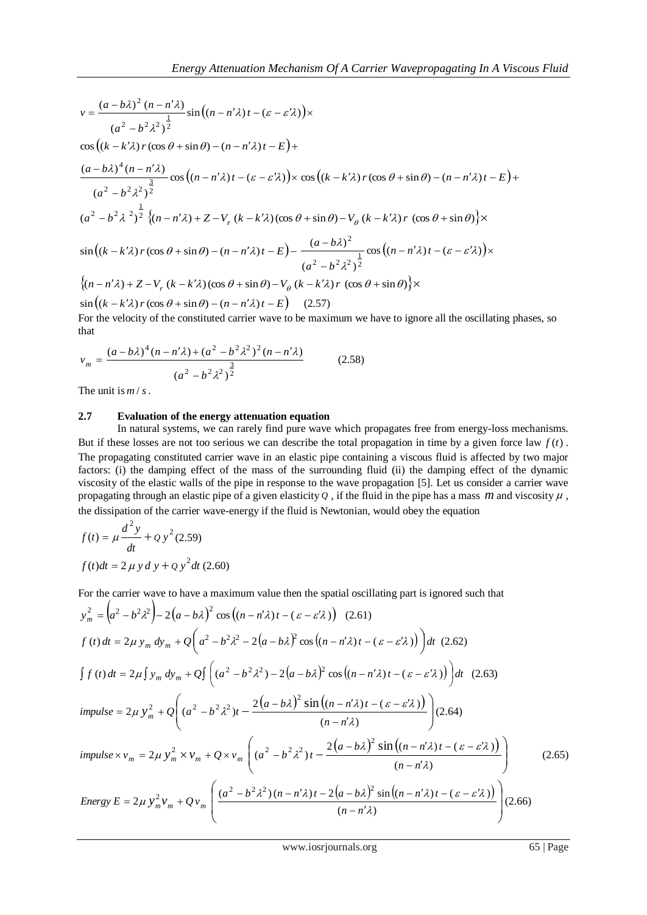$$
\begin{aligned}
v &= \frac{(a-b\lambda)^2\,(n-n'\lambda)}{(a^2-b^2\lambda^2)^{\frac{1}{2}}}\sin\big((n-n'\lambda)\,t-(\varepsilon-\varepsilon'\lambda)\big)\times \\
&\cos\big((k-k'\lambda)\,r\,(\cos\theta+\sin\theta)-(n-n'\lambda)\,t-E\big)+ \\
&\frac{(a-b\lambda)^4\,(n-n'\lambda)}{(a^2-b^2\lambda^2)^{\frac{3}{2}}}\cos\big((n-n'\lambda)\,t-(\varepsilon-\varepsilon'\lambda)\big)\times\cos\big((k-k'\lambda)\,r\,(\cos\theta+\sin\theta)-(n-n'\lambda)\,t-E\big)+ \\
&(a^2-b^2\lambda^2)^{\frac{1}{2}}\left\{(n-n'\lambda)+Z-V_r\,(k-k'\lambda)(\cos\theta+\sin\theta)-V_\theta\,(k-k'\lambda)\,r\,(\cos\theta+\sin\theta)\right\}\times \\
&\sin\big((k-k'\lambda)\,r\,(\cos\theta+\sin\theta)-(n-n'\lambda)\,t-E\big)-\frac{(a-b\lambda)^2}{(a^2-b^2\lambda^2)^{\frac{1}{2}}}\cos\big((n-n'\lambda)\,t-(\varepsilon-\varepsilon'\lambda)\big)\times \\
&\left\{(n-n'\lambda)+Z-V_r\,(k-k'\lambda)(\cos\theta+\sin\theta)-V_\theta\,(k-k'\lambda)\,r\,(\cos\theta+\sin\theta)\right\}\times \\
&\sin\big((k-k'\lambda)\,r\,(\cos\theta+\sin\theta)-(n-n'\lambda)\,t-E\big) \quad (2.57)
\end{aligned}
$$

For the velocity of the constituted carrier wave to be maximum we have to ignore all the oscillating phases, so that

$$
v_m = \frac{(a-b\lambda)^4(n-n'\lambda)+(a^2-b^2\lambda^2)^2(n-n'\lambda)}{(a^2-b^2\lambda^2)^{\frac{3}{2}}} \qquad (2.58)
$$

The unit is $m/s$.

## 2.7 Evaluation of the energy attenuation equation

In natural systems, we can rarely find pure wave which propagates free from energy-loss mechanisms. But if these losses are not too serious we can describe the total propagation in time by a given force law $f(t)$. The propagating constituted carrier wave in an elastic pipe containing a viscous fluid is affected by two major factors: (i) the damping effect of the mass of the surrounding fluid (ii) the damping effect of the dynamic viscosity of the elastic walls of the pipe in response to the wave propagation [5]. Let us consider a carrier wave propagating through an elastic pipe of a given elasticity $Q$, if the fluid in the pipe has a mass $m$ and viscosity $\mu$, the dissipation of the carrier wave-energy if the fluid is Newtonian, would obey the equation

$$
f(t) = \mu\frac{d^2y}{dt} + Q\,y^2 \,(2.59)
$$

$$
f(t)dt = 2\,\mu\,y\,d\,y + Q\,y^2dt \,(2.60)
$$

For the carrier wave to have a maximum value then the spatial oscillating part is ignored such that

$$
y_m^2 = \left(a^2-b^2\lambda^2\right) - 2\left(a-b\lambda\right)^2\cos\big((n-n'\lambda)\,t-(\varepsilon-\varepsilon'\lambda)\big) \quad (2.61)
$$

$$
f(t)\,dt = 2\mu\,y_m\,dy_m + Q\left(a^2-b^2\lambda^2-2\left(a-b\lambda\right)^2\cos\big((n-n'\lambda)\,t-(\varepsilon-\varepsilon'\lambda)\big)\right)dt \quad (2.62)
$$

$$
\int f(t)\,dt = 2\mu\int y_m\,dy_m + Q\int\left((a^2-b^2\lambda^2)-2\left(a-b\lambda\right)^2\cos\big((n-n'\lambda)\,t-(\varepsilon-\varepsilon'\lambda)\big)\right)dt \quad (2.63)
$$

$$
impulse = 2\mu\,y_m^2 + Q\left((a^2-b^2\lambda^2)t - \frac{2\left(a-b\lambda\right)^2\sin\big((n-n'\lambda)\,t-(\varepsilon-\varepsilon'\lambda)\big)}{(n-n'\lambda)}\right)(2.64)
$$

$$
impulse\times v_m = 2\mu\,y_m^2\times v_m + Q\times v_m\left((a^2-b^2\lambda^2)\,t - \frac{2\left(a-b\lambda\right)^2\sin\big((n-n'\lambda)\,t-(\varepsilon-\varepsilon'\lambda)\big)}{(n-n'\lambda)}\right) \quad (2.65)
$$

$$
Energy\ E = 2\mu\,y_m^2v_m + Q\,v_m\left(\frac{(a^2-b^2\lambda^2)\,(n-n'\lambda)\,t - 2\left(a-b\lambda\right)^2\sin\big((n-n'\lambda)\,t-(\varepsilon-\varepsilon'\lambda)\big)}{(n-n'\lambda)}\right)(2.66)
$$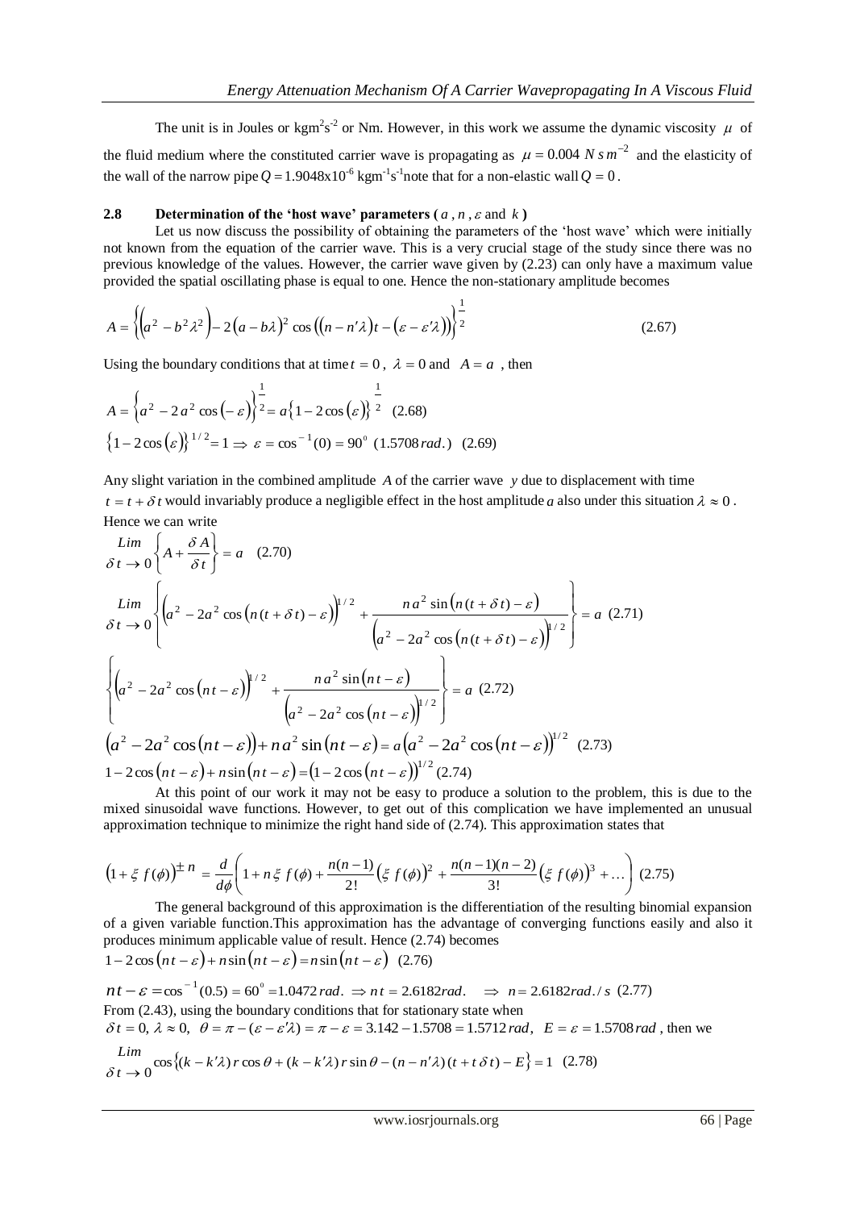The unit is in Joules or $kgm^2s^{-2}$ or Nm. However, in this work we assume the dynamic viscosity $\mu$ of the fluid medium where the constituted carrier wave is propagating as $\mu = 0.004\ N\,s\,m^{-2}$ and the elasticity of the wall of the narrow pipe $Q = 1.9048\text{x}10^{-6}\ kgm^{-1}s^{-1}$note that for a non-elastic wall $Q = 0$.

## 2.8 Determination of the 'host wave' parameters ( $a$ , $n$ , $\varepsilon$ and $k$ )

Let us now discuss the possibility of obtaining the parameters of the 'host wave' which were initially not known from the equation of the carrier wave. This is a very crucial stage of the study since there was no previous knowledge of the values. However, the carrier wave given by (2.23) can only have a maximum value provided the spatial oscillating phase is equal to one. Hence the non-stationary amplitude becomes

$$A = \left\{\left(a^2 - b^2\lambda^2\right) - 2\left(a - b\lambda\right)^2 \cos\left(\left(n - n'\lambda\right)t - \left(\varepsilon - \varepsilon'\lambda\right)\right)\right\}^{\frac{1}{2}} \quad (2.67)$$

Using the boundary conditions that at time $t = 0$, $\lambda = 0$ and $A = a$, then

$$A = \left\{a^2 - 2a^2\cos\left(-\varepsilon\right)\right\}^{\frac{1}{2}} = a\left\{1 - 2\cos\left(\varepsilon\right)\right\}^{\frac{1}{2}} \quad (2.68)$$

$$\left\{1 - 2\cos\left(\varepsilon\right)\right\}^{1/2} = 1 \Rightarrow \varepsilon = \cos^{-1}(0) = 90^0\ (1.5708\,rad.) \quad (2.69)$$

Any slight variation in the combined amplitude $A$ of the carrier wave $y$ due to displacement with time $t = t + \delta t$ would invariably produce a negligible effect in the host amplitude $a$ also under this situation $\lambda \approx 0$. Hence we can write

$$\lim_{\delta t \to 0}\left\{A + \frac{\delta A}{\delta t}\right\} = a \quad (2.70)$$

$$\lim_{\delta t \to 0}\left\{\left(a^2 - 2a^2\cos\left(n(t + \delta t) - \varepsilon\right)\right)^{1/2} + \frac{n a^2 \sin\left(n(t + \delta t) - \varepsilon\right)}{\left(a^2 - 2a^2\cos\left(n(t + \delta t) - \varepsilon\right)\right)^{1/2}}\right\} = a \quad (2.71)$$

$$\left\{\left(a^2 - 2a^2\cos\left(nt - \varepsilon\right)\right)^{1/2} + \frac{n a^2 \sin\left(nt - \varepsilon\right)}{\left(a^2 - 2a^2\cos\left(nt - \varepsilon\right)\right)^{1/2}}\right\} = a \quad (2.72)$$

$$\left(a^2 - 2a^2\cos\left(nt - \varepsilon\right)\right) + n a^2 \sin\left(nt - \varepsilon\right) = a\left(a^2 - 2a^2\cos\left(nt - \varepsilon\right)\right)^{1/2} \quad (2.73)$$

$$1 - 2\cos\left(nt - \varepsilon\right) + n\sin\left(nt - \varepsilon\right) = \left(1 - 2\cos\left(nt - \varepsilon\right)\right)^{1/2} \quad (2.74)$$

At this point of our work it may not be easy to produce a solution to the problem, this is due to the mixed sinusoidal wave functions. However, to get out of this complication we have implemented an unusual approximation technique to minimize the right hand side of (2.74). This approximation states that

$$\left(1 + \xi\, f(\phi)\right)^{\pm n} = \frac{d}{d\phi}\left(1 + n\,\xi\, f(\phi) + \frac{n(n-1)}{2!}\left(\xi\, f(\phi)\right)^2 + \frac{n(n-1)(n-2)}{3!}\left(\xi\, f(\phi)\right)^3 + \ldots\right) \quad (2.75)$$

The general background of this approximation is the differentiation of the resulting binomial expansion of a given variable function.This approximation has the advantage of converging functions easily and also it produces minimum applicable value of result. Hence (2.74) becomes

$$1 - 2\cos\left(nt - \varepsilon\right) + n\sin\left(nt - \varepsilon\right) = n\sin\left(nt - \varepsilon\right) \quad (2.76)$$

$$nt - \varepsilon = \cos^{-1}(0.5) = 60^0 = 1.0472\,rad. \Rightarrow nt = 2.6182\,rad. \quad \Rightarrow n = 2.6182\,rad./s \quad (2.77)$$

From (2.43), using the boundary conditions that for stationary state when $\delta t = 0,\ \lambda \approx 0,\ \theta = \pi - (\varepsilon - \varepsilon'\lambda) = \pi - \varepsilon = 3.142 - 1.5708 = 1.5712\,rad,\ E = \varepsilon = 1.5708\,rad$, then we

$$\lim_{\delta t \to 0}\cos\left\{(k - k'\lambda)\,r\cos\theta + (k - k'\lambda)\,r\sin\theta - (n - n'\lambda)(t + t\,\delta t) - E\right\} = 1 \quad (2.78)$$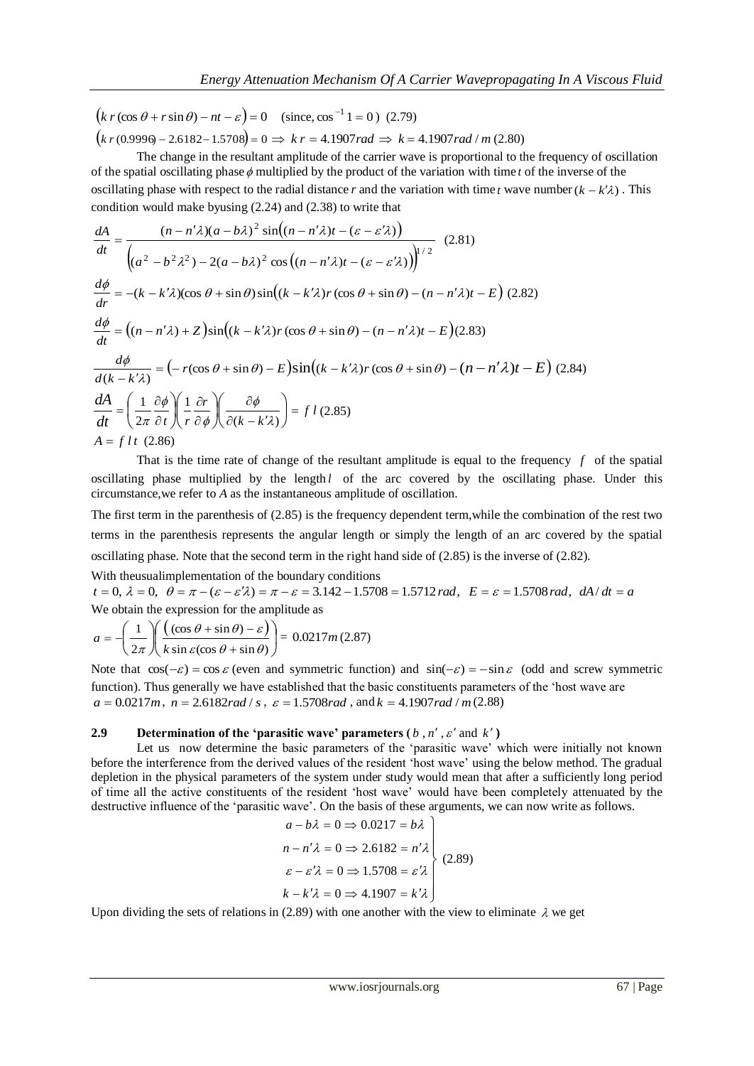$$\left(k\, r\,(\cos\theta + r\sin\theta) - nt - \varepsilon\right) = 0 \quad (\text{since, } \cos^{-1} 1 = 0) \; (2.79)$$

$$\left(k\, r\,(0.9996) - 2.6182 - 1.5708\right) = 0 \Rightarrow k\, r = 4.1907 rad \Rightarrow k = 4.1907 rad/m \; (2.80)$$

The change in the resultant amplitude of the carrier wave is proportional to the frequency of oscillation of the spatial oscillating phase $\phi$ multiplied by the product of the variation with time $t$ of the inverse of the oscillating phase with respect to the radial distance $r$ and the variation with time $t$ wave number $(k - k'\lambda)$. This condition would make byusing (2.24) and (2.38) to write that

$$\frac{dA}{dt} = \frac{(n - n'\lambda)(a - b\lambda)^2 \sin\left((n - n'\lambda)t - (\varepsilon - \varepsilon'\lambda)\right)}{\left((a^2 - b^2\lambda^2) - 2(a - b\lambda)^2 \cos\left((n - n'\lambda)t - (\varepsilon - \varepsilon'\lambda)\right)\right)^{1/2}} \; (2.81)$$

$$\frac{d\phi}{dr} = -(k - k'\lambda)(\cos\theta + \sin\theta)\sin\left((k - k'\lambda)r(\cos\theta + \sin\theta) - (n - n'\lambda)t - E\right) \; (2.82)$$

$$\frac{d\phi}{dt} = \left((n - n'\lambda) + Z\right)\sin\left((k - k'\lambda)r(\cos\theta + \sin\theta) - (n - n'\lambda)t - E\right) (2.83)$$

$$\frac{d\phi}{d(k - k'\lambda)} = \left(-r(\cos\theta + \sin\theta) - E\right)\sin\left((k - k'\lambda)r(\cos\theta + \sin\theta) - (n - n'\lambda)t - E\right) \; (2.84)$$

$$\frac{dA}{dt} = \left(\frac{1}{2\pi}\frac{\partial\phi}{\partial t}\right)\left(\frac{1}{r}\frac{\partial r}{\partial\phi}\right)\left(\frac{\partial\phi}{\partial(k - k'\lambda)}\right) = f\, l \; (2.85)$$

$$A = f\, l\, t \; (2.86)$$

That is the time rate of change of the resultant amplitude is equal to the frequency $f$ of the spatial oscillating phase multiplied by the length $l$ of the arc covered by the oscillating phase. Under this circumstance,we refer to $A$ as the instantaneous amplitude of oscillation.

The first term in the parenthesis of (2.85) is the frequency dependent term,while the combination of the rest two terms in the parenthesis represents the angular length or simply the length of an arc covered by the spatial oscillating phase. Note that the second term in the right hand side of (2.85) is the inverse of (2.82).

With theusualimplementation of the boundary conditions

$t = 0,\ \lambda = 0,\ \ \theta = \pi - (\varepsilon - \varepsilon'\lambda) = \pi - \varepsilon = 3.142 - 1.5708 = 1.5712\, rad,\ \ E = \varepsilon = 1.5708\, rad,\ \ dA/dt = a$

We obtain the expression for the amplitude as

$$a = -\left(\frac{1}{2\pi}\right)\left(\frac{\left((\cos\theta + \sin\theta) - \varepsilon\right)}{k\sin\varepsilon(\cos\theta + \sin\theta)}\right) = 0.0217m \; (2.87)$$

Note that $\cos(-\varepsilon) = \cos\varepsilon$ (even and symmetric function) and $\sin(-\varepsilon) = -\sin\varepsilon$ (odd and screw symmetric function). Thus generally we have established that the basic constituents parameters of the 'host wave are $a = 0.0217m$, $n = 2.6182 rad/s$, $\varepsilon = 1.5708 rad$, and $k = 4.1907 rad/m$ (2.88)

### 2.9 Determination of the 'parasitic wave' parameters ($b$, $n'$, $\varepsilon'$ and $k'$)

Let us now determine the basic parameters of the 'parasitic wave' which were initially not known before the interference from the derived values of the resident 'host wave' using the below method. The gradual depletion in the physical parameters of the system under study would mean that after a sufficiently long period of time all the active constituents of the resident 'host wave' would have been completely attenuated by the destructive influence of the 'parasitic wave'. On the basis of these arguments, we can now write as follows.

$$\left.\begin{aligned} a - b\lambda = 0 &\Rightarrow 0.0217 = b\lambda \\ n - n'\lambda = 0 &\Rightarrow 2.6182 = n'\lambda \\ \varepsilon - \varepsilon'\lambda = 0 &\Rightarrow 1.5708 = \varepsilon'\lambda \\ k - k'\lambda = 0 &\Rightarrow 4.1907 = k'\lambda \end{aligned}\right\} \; (2.89)$$

Upon dividing the sets of relations in (2.89) with one another with the view to eliminate $\lambda$ we get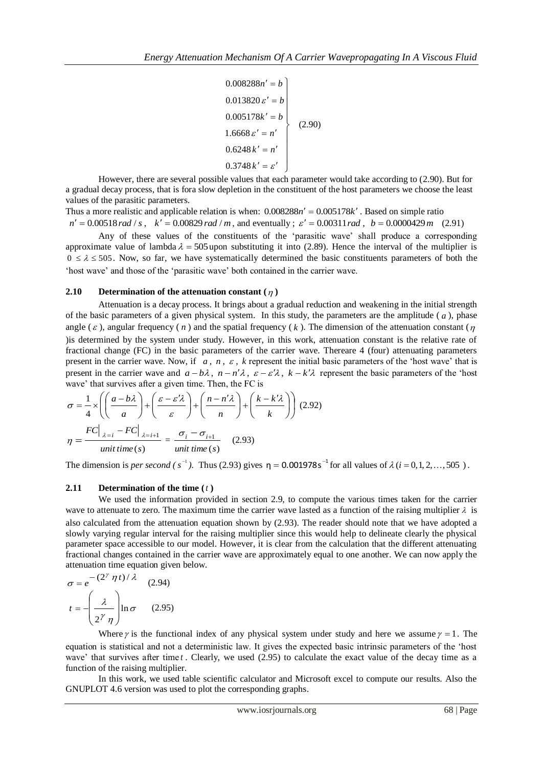$$\left.\begin{aligned}
0.008288n' &= b \\
0.013820\,\varepsilon' &= b \\
0.005178k' &= b \\
1.6668\,\varepsilon' &= n' \\
0.6248\,k' &= n' \\
0.3748\,k' &= \varepsilon'
\end{aligned}\right\} \quad (2.90)$$

However, there are several possible values that each parameter would take according to (2.90). But for a gradual decay process, that is fora slow depletion in the constituent of the host parameters we choose the least values of the parasitic parameters.

Thus a more realistic and applicable relation is when: $0.008288n' = 0.005178k'$. Based on simple ratio $n' = 0.00518\,rad/s$, $k' = 0.00829\,rad/m$, and eventually ; $\varepsilon' = 0.00311\,rad$, $b = 0.0000429\,m$ (2.91)

Any of these values of the constituents of the 'parasitic wave' shall produce a corresponding approximate value of lambda $\lambda = 505$ upon substituting it into (2.89). Hence the interval of the multiplier is $0 \le \lambda \le 505$. Now, so far, we have systematically determined the basic constituents parameters of both the 'host wave' and those of the 'parasitic wave' both contained in the carrier wave.

## 2.10 Determination of the attenuation constant ($\eta$)

Attenuation is a decay process. It brings about a gradual reduction and weakening in the initial strength of the basic parameters of a given physical system. In this study, the parameters are the amplitude ($a$), phase angle ($\varepsilon$), angular frequency ($n$) and the spatial frequency ($k$). The dimension of the attenuation constant ($\eta$ )is determined by the system under study. However, in this work, attenuation constant is the relative rate of fractional change (FC) in the basic parameters of the carrier wave. Thereare 4 (four) attenuating parameters present in the carrier wave. Now, if $a$, $n$, $\varepsilon$, $k$ represent the initial basic parameters of the 'host wave' that is present in the carrier wave and $a - b\lambda$, $n - n'\lambda$, $\varepsilon - \varepsilon'\lambda$, $k - k'\lambda$ represent the basic parameters of the 'host wave' that survives after a given time. Then, the FC is

$$\sigma = \frac{1}{4} \times \left( \left( \frac{a - b\lambda}{a} \right) + \left( \frac{\varepsilon - \varepsilon'\lambda}{\varepsilon} \right) + \left( \frac{n - n'\lambda}{n} \right) + \left( \frac{k - k'\lambda}{k} \right) \right) \quad (2.92)$$

$$\eta = \frac{FC\big|_{\lambda=i} - FC\big|_{\lambda=i+1}}{unit\,time\,(s)} = \frac{\sigma_i - \sigma_{i+1}}{unit\,time\,(s)} \quad (2.93)$$

The dimension is *per second* ($s^{-1}$). Thus (2.93) gives $\eta = 0.001978\,s^{-1}$ for all values of $\lambda\,(i = 0, 1, 2, \ldots, 505)$.

## 2.11 Determination of the time ($t$)

We used the information provided in section 2.9, to compute the various times taken for the carrier wave to attenuate to zero. The maximum time the carrier wave lasted as a function of the raising multiplier $\lambda$ is also calculated from the attenuation equation shown by (2.93). The reader should note that we have adopted a slowly varying regular interval for the raising multiplier since this would help to delineate clearly the physical parameter space accessible to our model. However, it is clear from the calculation that the different attenuating fractional changes contained in the carrier wave are approximately equal to one another. We can now apply the attenuation time equation given below.

$$\sigma = e^{-(2^{\gamma}\eta t)/\lambda} \quad (2.94)$$

$$t = -\left( \frac{\lambda}{2^{\gamma}\eta} \right) \ln \sigma \quad (2.95)$$

Where $\gamma$ is the functional index of any physical system under study and here we assume $\gamma = 1$. The equation is statistical and not a deterministic law. It gives the expected basic intrinsic parameters of the 'host wave' that survives after time $t$. Clearly, we used (2.95) to calculate the exact value of the decay time as a function of the raising multiplier.

In this work, we used table scientific calculator and Microsoft excel to compute our results. Also the GNUPLOT 4.6 version was used to plot the corresponding graphs.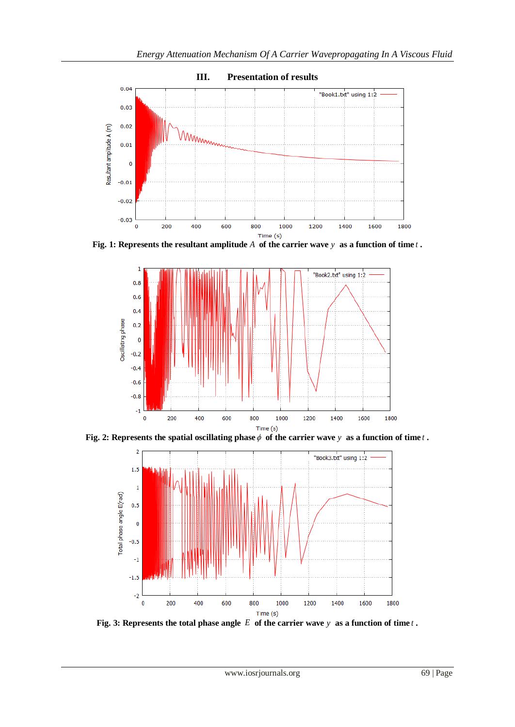## III. Presentation of results

**Fig. 1: Represents the resultant amplitude $A$ of the carrier wave $y$ as a function of time $t$ .**

**Fig. 2: Represents the spatial oscillating phase $\phi$ of the carrier wave $y$ as a function of time $t$ .**

**Fig. 3: Represents the total phase angle $E$ of the carrier wave $y$ as a function of time $t$ .**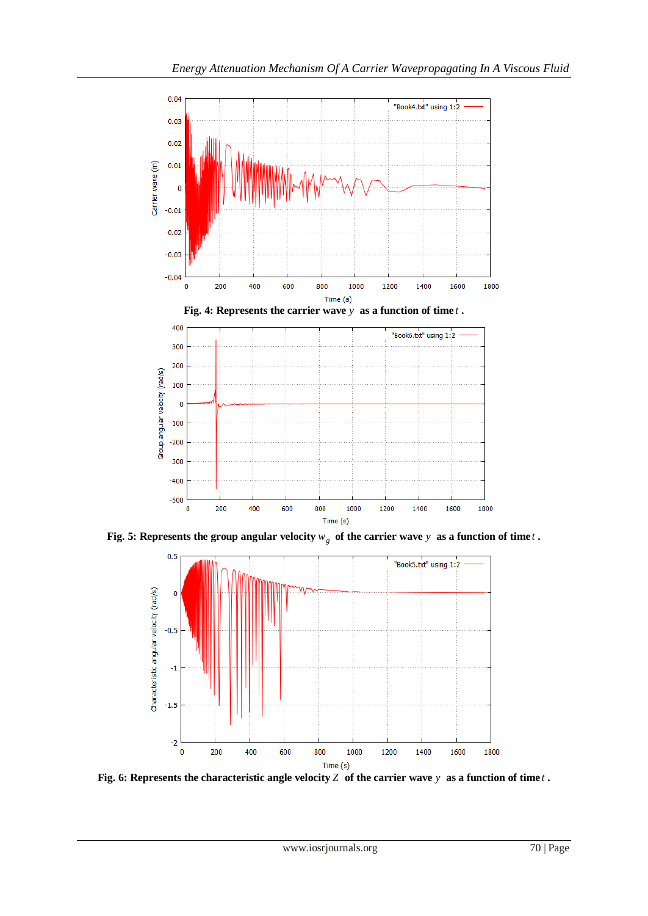**Fig. 4: Represents the carrier wave $y$ as a function of time $t$.**

**Fig. 5: Represents the group angular velocity $w_g$ of the carrier wave $y$ as a function of time $t$.**

**Fig. 6: Represents the characteristic angle velocity $Z$ of the carrier wave $y$ as a function of time $t$.**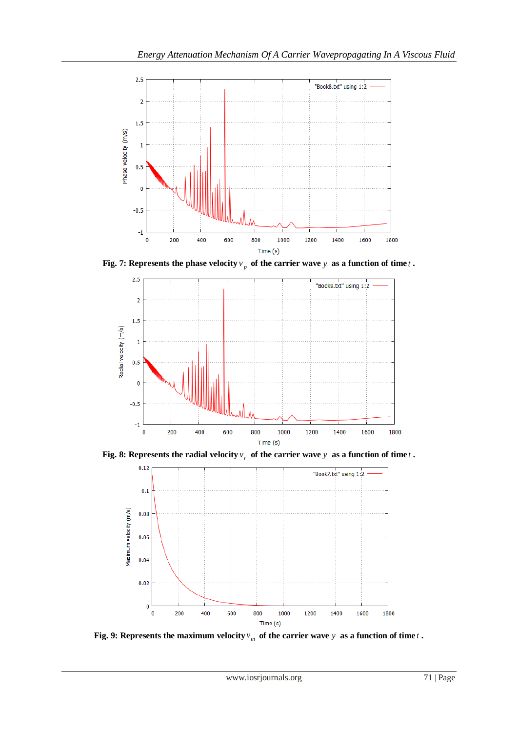**Fig. 7: Represents the phase velocity $v_p$ of the carrier wave $y$ as a function of time $t$ .**

**Fig. 8: Represents the radial velocity $v_r$ of the carrier wave $y$ as a function of time $t$ .**

**Fig. 9: Represents the maximum velocity $v_m$ of the carrier wave $y$ as a function of time $t$ .**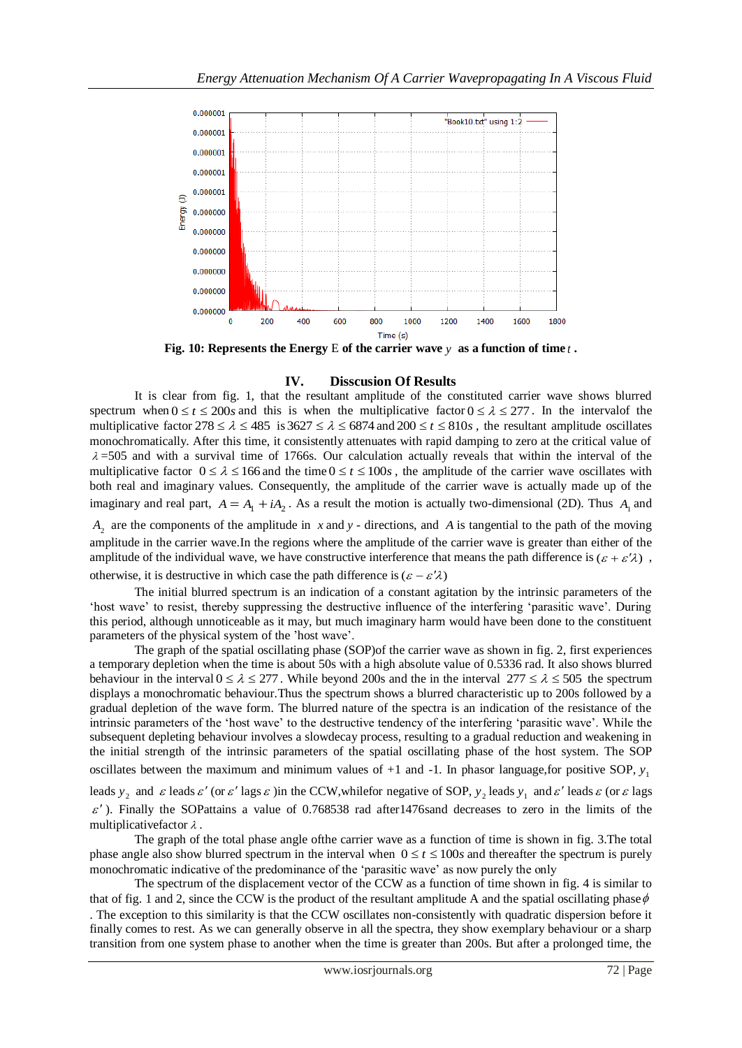**Fig. 10: Represents the Energy E of the carrier wave $y$ as a function of time $t$.**

## IV. Disscusion Of Results

It is clear from fig. 1, that the resultant amplitude of the constituted carrier wave shows blurred spectrum when $0 \le t \le 200s$ and this is when the multiplicative factor $0 \le \lambda \le 277$. In the intervalof the multiplicative factor $278 \le \lambda \le 485$ is $3627 \le \lambda \le 6874$ and $200 \le t \le 810s$, the resultant amplitude oscillates monochromatically. After this time, it consistently attenuates with rapid damping to zero at the critical value of $\lambda$ =505 and with a survival time of 1766s. Our calculation actually reveals that within the interval of the multiplicative factor $0 \le \lambda \le 166$ and the time $0 \le t \le 100s$, the amplitude of the carrier wave oscillates with both real and imaginary values. Consequently, the amplitude of the carrier wave is actually made up of the imaginary and real part, $A = A_1 + iA_2$. As a result the motion is actually two-dimensional (2D). Thus $A_1$ and $A_2$ are the components of the amplitude in $x$ and $y$ - directions, and $A$ is tangential to the path of the moving amplitude in the carrier wave.In the regions where the amplitude of the carrier wave is greater than either of the amplitude of the individual wave, we have constructive interference that means the path difference is $(\varepsilon + \varepsilon'\lambda)$, otherwise, it is destructive in which case the path difference is $(\varepsilon - \varepsilon'\lambda)$

The initial blurred spectrum is an indication of a constant agitation by the intrinsic parameters of the 'host wave' to resist, thereby suppressing the destructive influence of the interfering 'parasitic wave'. During this period, although unnoticeable as it may, but much imaginary harm would have been done to the constituent parameters of the physical system of the 'host wave'.

The graph of the spatial oscillating phase (SOP)of the carrier wave as shown in fig. 2, first experiences a temporary depletion when the time is about 50s with a high absolute value of 0.5336 rad. It also shows blurred behaviour in the interval $0 \le \lambda \le 277$. While beyond 200s and the in the interval $277 \le \lambda \le 505$ the spectrum displays a monochromatic behaviour.Thus the spectrum shows a blurred characteristic up to 200s followed by a gradual depletion of the wave form. The blurred nature of the spectra is an indication of the resistance of the intrinsic parameters of the 'host wave' to the destructive tendency of the interfering 'parasitic wave'. While the subsequent depleting behaviour involves a slowdecay process, resulting to a gradual reduction and weakening in the initial strength of the intrinsic parameters of the spatial oscillating phase of the host system. The SOP oscillates between the maximum and minimum values of +1 and -1. In phasor language,for positive SOP, $y_1$ leads $y_2$ and $\varepsilon$ leads $\varepsilon'$ (or $\varepsilon'$ lags $\varepsilon$ )in the CCW,whilefor negative of SOP, $y_2$ leads $y_1$ and $\varepsilon'$ leads $\varepsilon$ (or $\varepsilon$ lags $\varepsilon'$ ). Finally the SOPattains a value of 0.768538 rad after1476sand decreases to zero in the limits of the multiplicativefactor $\lambda$.

The graph of the total phase angle ofthe carrier wave as a function of time is shown in fig. 3.The total phase angle also show blurred spectrum in the interval when $0 \le t \le 100s$ and thereafter the spectrum is purely monochromatic indicative of the predominance of the 'parasitic wave' as now purely the only

The spectrum of the displacement vector of the CCW as a function of time shown in fig. 4 is similar to that of fig. 1 and 2, since the CCW is the product of the resultant amplitude A and the spatial oscillating phase $\phi$. The exception to this similarity is that the CCW oscillates non-consistently with quadratic dispersion before it finally comes to rest. As we can generally observe in all the spectra, they show exemplary behaviour or a sharp transition from one system phase to another when the time is greater than 200s. But after a prolonged time, the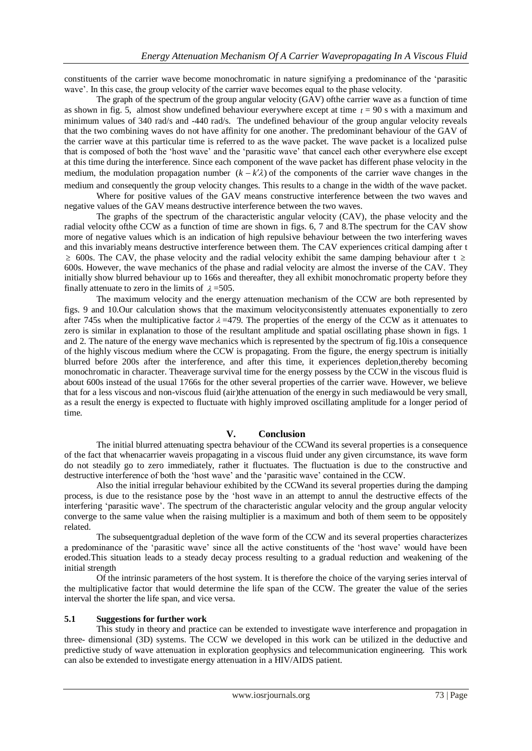constituents of the carrier wave become monochromatic in nature signifying a predominance of the 'parasitic wave'. In this case, the group velocity of the carrier wave becomes equal to the phase velocity.

The graph of the spectrum of the group angular velocity (GAV) ofthe carrier wave as a function of time as shown in fig. 5, almost show undefined behaviour everywhere except at time $t = 90$ s with a maximum and minimum values of 340 rad/s and -440 rad/s. The undefined behaviour of the group angular velocity reveals that the two combining waves do not have affinity for one another. The predominant behaviour of the GAV of the carrier wave at this particular time is referred to as the wave packet. The wave packet is a localized pulse that is composed of both the 'host wave' and the 'parasitic wave' that cancel each other everywhere else except at this time during the interference. Since each component of the wave packet has different phase velocity in the medium, the modulation propagation number $(k - k'\lambda)$ of the components of the carrier wave changes in the medium and consequently the group velocity changes. This results to a change in the width of the wave packet.

Where for positive values of the GAV means constructive interference between the two waves and negative values of the GAV means destructive interference between the two waves.

The graphs of the spectrum of the characteristic angular velocity (CAV), the phase velocity and the radial velocity ofthe CCW as a function of time are shown in figs. 6, 7 and 8.The spectrum for the CAV show more of negative values which is an indication of high repulsive behaviour between the two interfering waves and this invariably means destructive interference between them. The CAV experiences critical damping after $t \geq 600$s. The CAV, the phase velocity and the radial velocity exhibit the same damping behaviour after $t \geq 600$s. However, the wave mechanics of the phase and radial velocity are almost the inverse of the CAV. They initially show blurred behaviour up to 166s and thereafter, they all exhibit monochromatic property before they finally attenuate to zero in the limits of $\lambda = 505$.

The maximum velocity and the energy attenuation mechanism of the CCW are both represented by figs. 9 and 10.Our calculation shows that the maximum velocityconsistently attenuates exponentially to zero after 745s when the multiplicative factor $\lambda = 479$. The properties of the energy of the CCW as it attenuates to zero is similar in explanation to those of the resultant amplitude and spatial oscillating phase shown in figs. 1 and 2. The nature of the energy wave mechanics which is represented by the spectrum of fig.10is a consequence of the highly viscous medium where the CCW is propagating. From the figure, the energy spectrum is initially blurred before 200s after the interference, and after this time, it experiences depletion,thereby becoming monochromatic in character. Theaverage survival time for the energy possess by the CCW in the viscous fluid is about 600s instead of the usual 1766s for the other several properties of the carrier wave. However, we believe that for a less viscous and non-viscous fluid (air)the attenuation of the energy in such mediawould be very small, as a result the energy is expected to fluctuate with highly improved oscillating amplitude for a longer period of time.

## V. Conclusion

The initial blurred attenuating spectra behaviour of the CCWand its several properties is a consequence of the fact that whenacarrier waveis propagating in a viscous fluid under any given circumstance, its wave form do not steadily go to zero immediately, rather it fluctuates. The fluctuation is due to the constructive and destructive interference of both the 'host wave' and the 'parasitic wave' contained in the CCW.

Also the initial irregular behaviour exhibited by the CCWand its several properties during the damping process, is due to the resistance pose by the 'host wave in an attempt to annul the destructive effects of the interfering 'parasitic wave'. The spectrum of the characteristic angular velocity and the group angular velocity converge to the same value when the raising multiplier is a maximum and both of them seem to be oppositely related.

The subsequentgradual depletion of the wave form of the CCW and its several properties characterizes a predominance of the 'parasitic wave' since all the active constituents of the 'host wave' would have been eroded.This situation leads to a steady decay process resulting to a gradual reduction and weakening of the initial strength

Of the intrinsic parameters of the host system. It is therefore the choice of the varying series interval of the multiplicative factor that would determine the life span of the CCW. The greater the value of the series interval the shorter the life span, and vice versa.

### 5.1 Suggestions for further work

This study in theory and practice can be extended to investigate wave interference and propagation in three- dimensional (3D) systems. The CCW we developed in this work can be utilized in the deductive and predictive study of wave attenuation in exploration geophysics and telecommunication engineering. This work can also be extended to investigate energy attenuation in a HIV/AIDS patient.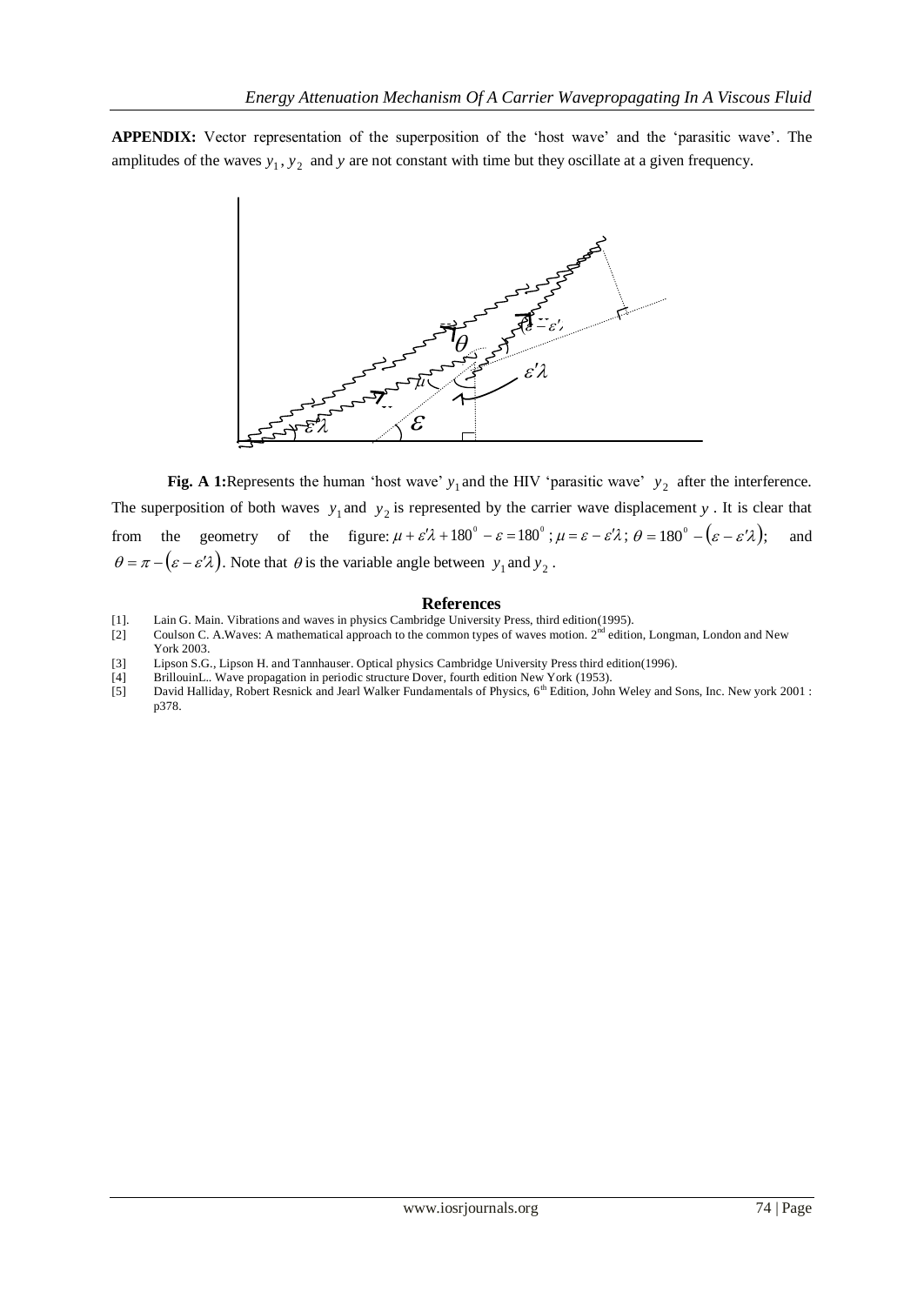**APPENDIX:** Vector representation of the superposition of the 'host wave' and the 'parasitic wave'. The amplitudes of the waves $y_1$, $y_2$ and $y$ are not constant with time but they oscillate at a given frequency.

$\theta$

$(\varepsilon - \varepsilon')$

$\varepsilon'\lambda$

$\mu$

$\varepsilon'\lambda$

$\varepsilon$

**Fig. A 1:**Represents the human 'host wave' $y_1$ and the HIV 'parasitic wave' $y_2$ after the interference. The superposition of both waves $y_1$ and $y_2$ is represented by the carrier wave displacement $y$. It is clear that from the geometry of the figure: $\mu + \varepsilon'\lambda + 180^0 - \varepsilon = 180^0$; $\mu = \varepsilon - \varepsilon'\lambda$; $\theta = 180^0 - (\varepsilon - \varepsilon'\lambda)$; and $\theta = \pi - (\varepsilon - \varepsilon'\lambda)$. Note that $\theta$ is the variable angle between $y_1$ and $y_2$.

## References

[1]. Lain G. Main. Vibrations and waves in physics Cambridge University Press, third edition(1995).

[2] Coulson C. A.Waves: A mathematical approach to the common types of waves motion. 2nd edition, Longman, London and New York 2003.

[3] Lipson S.G., Lipson H. and Tannhauser. Optical physics Cambridge University Press third edition(1996).

[4] BrillouinL.. Wave propagation in periodic structure Dover, fourth edition New York (1953).

[5] David Halliday, Robert Resnick and Jearl Walker Fundamentals of Physics, 6th Edition, John Weley and Sons, Inc. New york 2001 : p378.